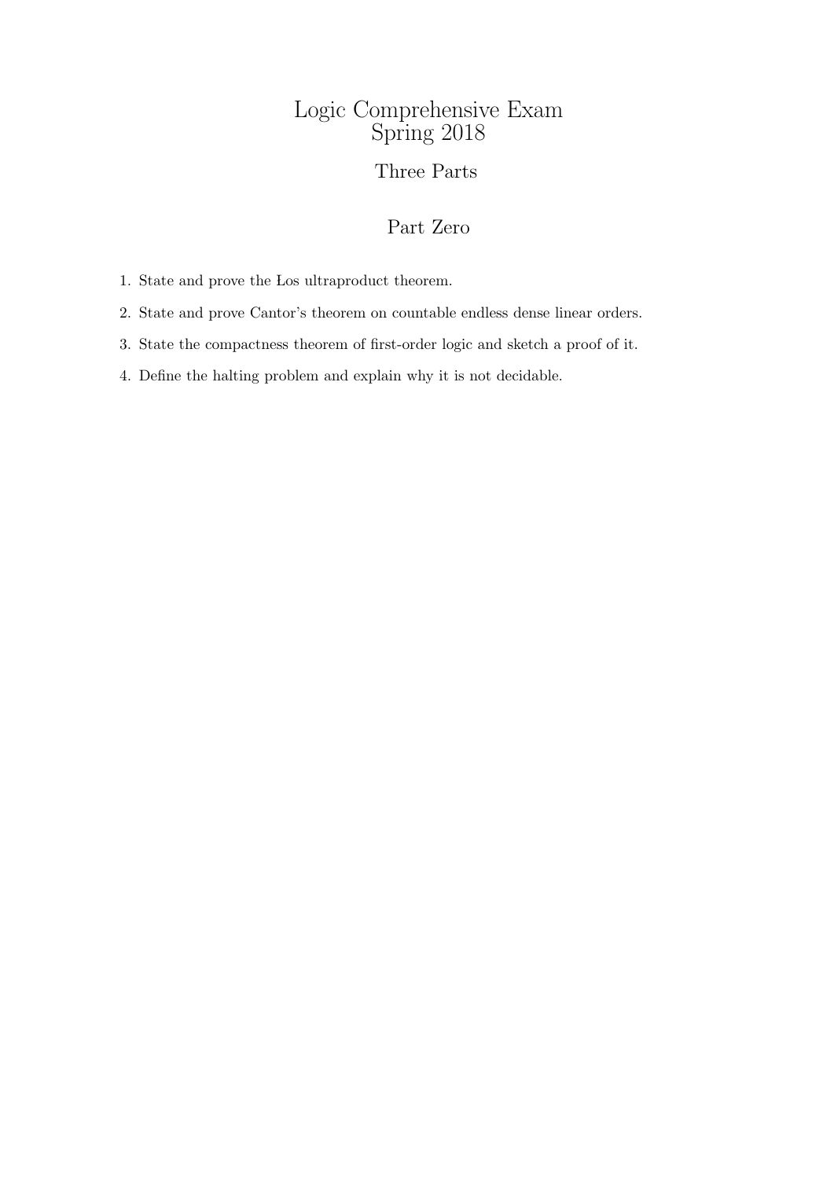# Logic Comprehensive Exam
# Spring 2018

## Three Parts

## Part Zero

1. State and prove the Łos ultraproduct theorem.
2. State and prove Cantor's theorem on countable endless dense linear orders.
3. State the compactness theorem of first-order logic and sketch a proof of it.
4. Define the halting problem and explain why it is not decidable.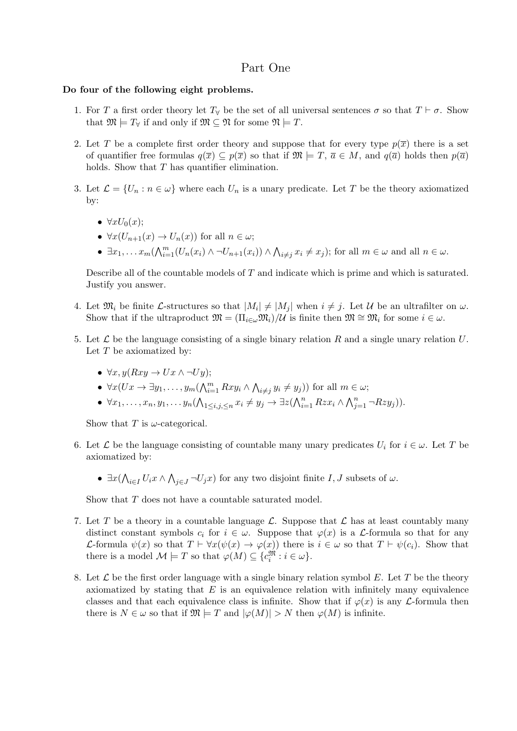# Part One

**Do four of the following eight problems.**

1. For $T$ a first order theory let $T_\forall$ be the set of all universal sentences $\sigma$ so that $T \vdash \sigma$. Show that $\mathfrak{M} \models T_\forall$ if and only if $\mathfrak{M} \subseteq \mathfrak{N}$ for some $\mathfrak{N} \models T$.

2. Let $T$ be a complete first order theory and suppose that for every type $p(\overline{x})$ there is a set of quantifier free formulas $q(\overline{x}) \subseteq p(\overline{x})$ so that if $\mathfrak{M} \models T$, $\overline{a} \in M$, and $q(\overline{a})$ holds then $p(\overline{a})$ holds. Show that $T$ has quantifier elimination.

3. Let $\mathcal{L} = \{U_n : n \in \omega\}$ where each $U_n$ is a unary predicate. Let $T$ be the theory axiomatized by:
   - $\forall x U_0(x)$;
   - $\forall x(U_{n+1}(x) \to U_n(x))$ for all $n \in \omega$;
   - $\exists x_1, \ldots x_m(\bigwedge_{i=1}^m (U_n(x_i) \wedge \neg U_{n+1}(x_i)) \wedge \bigwedge_{i \neq j} x_i \neq x_j)$; for all $m \in \omega$ and all $n \in \omega$.

   Describe all of the countable models of $T$ and indicate which is prime and which is saturated. Justify you answer.

4. Let $\mathfrak{M}_i$ be finite $\mathcal{L}$-structures so that $|M_i| \neq |M_j|$ when $i \neq j$. Let $\mathcal{U}$ be an ultrafilter on $\omega$. Show that if the ultraproduct $\mathfrak{M} = (\Pi_{i \in \omega} \mathfrak{M}_i)/\mathcal{U}$ is finite then $\mathfrak{M} \cong \mathfrak{M}_i$ for some $i \in \omega$.

5. Let $\mathcal{L}$ be the language consisting of a single binary relation $R$ and a single unary relation $U$. Let $T$ be axiomatized by:
   - $\forall x, y(Rxy \to Ux \wedge \neg Uy)$;
   - $\forall x(Ux \to \exists y_1, \ldots, y_m(\bigwedge_{i=1}^m Rxy_i \wedge \bigwedge_{i \neq j} y_i \neq y_j))$ for all $m \in \omega$;
   - $\forall x_1, \ldots, x_n, y_1, \ldots y_n(\bigwedge_{1 \leq i,j, \leq n} x_i \neq y_j \to \exists z(\bigwedge_{i=1}^n Rzx_i \wedge \bigwedge_{j=1}^n \neg Rzy_j))$.

   Show that $T$ is $\omega$-categorical.

6. Let $\mathcal{L}$ be the language consisting of countable many unary predicates $U_i$ for $i \in \omega$. Let $T$ be axiomatized by:
   - $\exists x(\bigwedge_{i \in I} U_i x \wedge \bigwedge_{j \in J} \neg U_j x)$ for any two disjoint finite $I, J$ subsets of $\omega$.

   Show that $T$ does not have a countable saturated model.

7. Let $T$ be a theory in a countable language $\mathcal{L}$. Suppose that $\mathcal{L}$ has at least countably many distinct constant symbols $c_i$ for $i \in \omega$. Suppose that $\varphi(x)$ is a $\mathcal{L}$-formula so that for any $\mathcal{L}$-formula $\psi(x)$ so that $T \vdash \forall x(\psi(x) \to \varphi(x))$ there is $i \in \omega$ so that $T \vdash \psi(c_i)$. Show that there is a model $\mathcal{M} \models T$ so that $\varphi(M) \subseteq \{c_i^{\mathfrak{M}} : i \in \omega\}$.

8. Let $\mathcal{L}$ be the first order language with a single binary relation symbol $E$. Let $T$ be the theory axiomatized by stating that $E$ is an equivalence relation with infinitely many equivalence classes and that each equivalence class is infinite. Show that if $\varphi(x)$ is any $\mathcal{L}$-formula then there is $N \in \omega$ so that if $\mathfrak{M} \models T$ and $|\varphi(M)| > N$ then $\varphi(M)$ is infinite.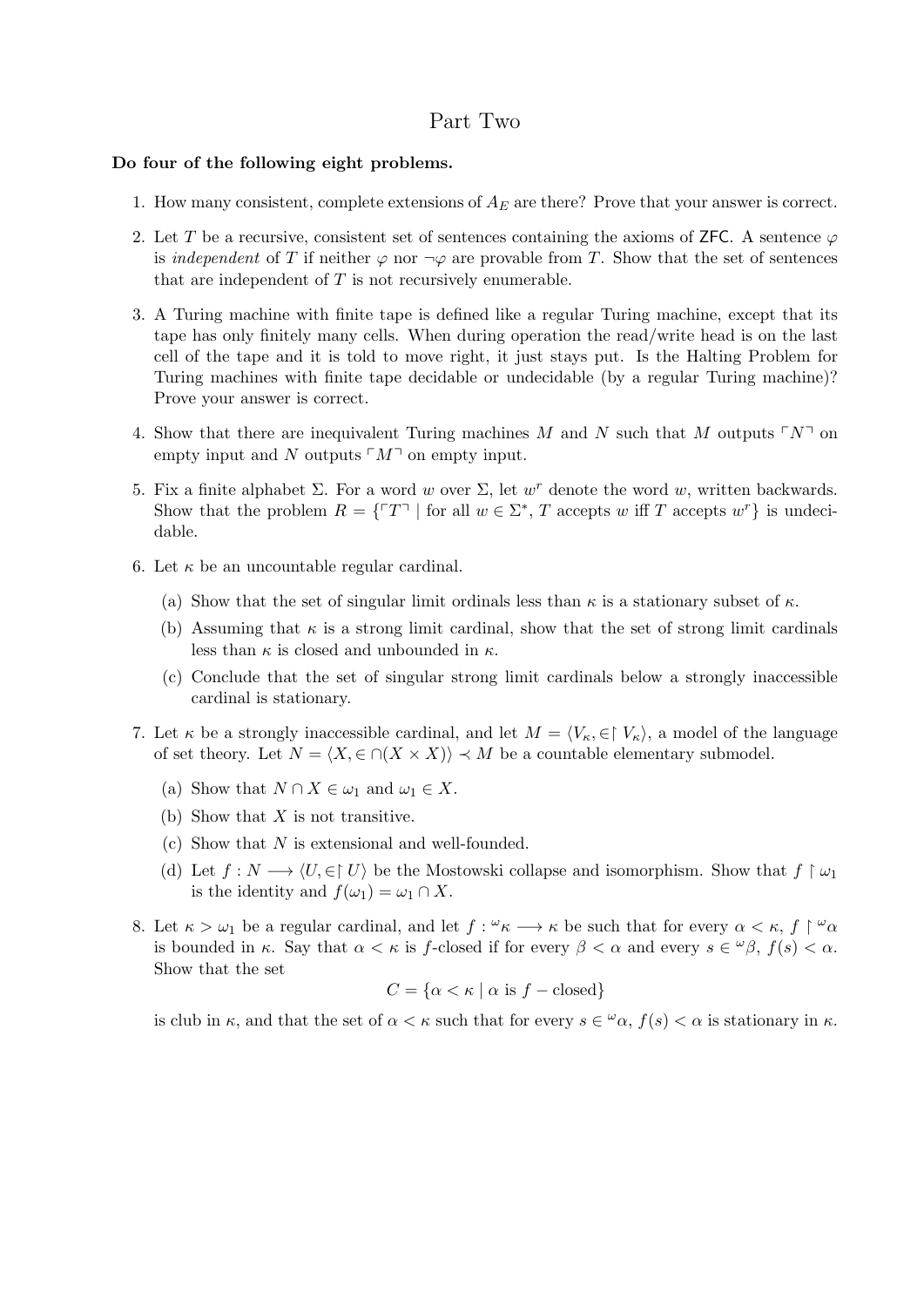# Part Two

**Do four of the following eight problems.**

1. How many consistent, complete extensions of $A_E$ are there? Prove that your answer is correct.

2. Let $T$ be a recursive, consistent set of sentences containing the axioms of ZFC. A sentence $\varphi$ is *independent* of $T$ if neither $\varphi$ nor $\neg\varphi$ are provable from $T$. Show that the set of sentences that are independent of $T$ is not recursively enumerable.

3. A Turing machine with finite tape is defined like a regular Turing machine, except that its tape has only finitely many cells. When during operation the read/write head is on the last cell of the tape and it is told to move right, it just stays put. Is the Halting Problem for Turing machines with finite tape decidable or undecidable (by a regular Turing machine)? Prove your answer is correct.

4. Show that there are inequivalent Turing machines $M$ and $N$ such that $M$ outputs $\ulcorner N \urcorner$ on empty input and $N$ outputs $\ulcorner M \urcorner$ on empty input.

5. Fix a finite alphabet $\Sigma$. For a word $w$ over $\Sigma$, let $w^r$ denote the word $w$, written backwards. Show that the problem $R = \{\ulcorner T \urcorner \mid \text{for all } w \in \Sigma^*, T \text{ accepts } w \text{ iff } T \text{ accepts } w^r\}$ is undecidable.

6. Let $\kappa$ be an uncountable regular cardinal.

   (a) Show that the set of singular limit ordinals less than $\kappa$ is a stationary subset of $\kappa$.

   (b) Assuming that $\kappa$ is a strong limit cardinal, show that the set of strong limit cardinals less than $\kappa$ is closed and unbounded in $\kappa$.

   (c) Conclude that the set of singular strong limit cardinals below a strongly inaccessible cardinal is stationary.

7. Let $\kappa$ be a strongly inaccessible cardinal, and let $M = \langle V_\kappa, \in\restriction V_\kappa \rangle$, a model of the language of set theory. Let $N = \langle X, \in \cap (X \times X) \rangle \prec M$ be a countable elementary submodel.

   (a) Show that $N \cap X \in \omega_1$ and $\omega_1 \in X$.

   (b) Show that $X$ is not transitive.

   (c) Show that $N$ is extensional and well-founded.

   (d) Let $f : N \longrightarrow \langle U, \in\restriction U \rangle$ be the Mostowski collapse and isomorphism. Show that $f \restriction \omega_1$ is the identity and $f(\omega_1) = \omega_1 \cap X$.

8. Let $\kappa > \omega_1$ be a regular cardinal, and let $f : {}^\omega\kappa \longrightarrow \kappa$ be such that for every $\alpha < \kappa$, $f \restriction {}^\omega\alpha$ is bounded in $\kappa$. Say that $\alpha < \kappa$ is $f$-closed if for every $\beta < \alpha$ and every $s \in {}^\omega\beta$, $f(s) < \alpha$. Show that the set
$$C = \{\alpha < \kappa \mid \alpha \text{ is } f-\text{closed}\}$$
is club in $\kappa$, and that the set of $\alpha < \kappa$ such that for every $s \in {}^\omega\alpha$, $f(s) < \alpha$ is stationary in $\kappa$.